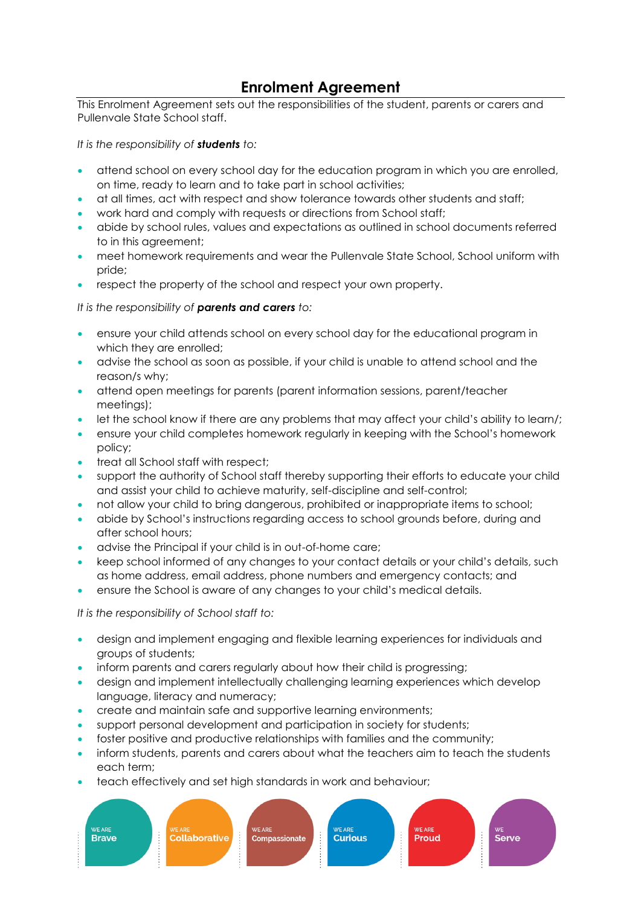# Enrolment Agreement

This Enrolment Agreement sets out the responsibilities of the student, parents or carers and Pullenvale State School staff.

*It is the responsibility of **students** to:*

- attend school on every school day for the education program in which you are enrolled, on time, ready to learn and to take part in school activities;
- at all times, act with respect and show tolerance towards other students and staff;
- work hard and comply with requests or directions from School staff;
- abide by school rules, values and expectations as outlined in school documents referred to in this agreement;
- meet homework requirements and wear the Pullenvale State School, School uniform with pride;
- respect the property of the school and respect your own property.

*It is the responsibility of **parents and carers** to:*

- ensure your child attends school on every school day for the educational program in which they are enrolled;
- advise the school as soon as possible, if your child is unable to attend school and the reason/s why;
- attend open meetings for parents (parent information sessions, parent/teacher meetings);
- let the school know if there are any problems that may affect your child's ability to learn/;
- ensure your child completes homework regularly in keeping with the School's homework policy;
- treat all School staff with respect;
- support the authority of School staff thereby supporting their efforts to educate your child and assist your child to achieve maturity, self-discipline and self-control;
- not allow your child to bring dangerous, prohibited or inappropriate items to school;
- abide by School's instructions regarding access to school grounds before, during and after school hours;
- advise the Principal if your child is in out-of-home care;
- keep school informed of any changes to your contact details or your child's details, such as home address, email address, phone numbers and emergency contacts; and
- ensure the School is aware of any changes to your child's medical details.

*It is the responsibility of School staff to:*

- design and implement engaging and flexible learning experiences for individuals and groups of students;
- inform parents and carers regularly about how their child is progressing;
- design and implement intellectually challenging learning experiences which develop language, literacy and numeracy;
- create and maintain safe and supportive learning environments;
- support personal development and participation in society for students;
- foster positive and productive relationships with families and the community;
- inform students, parents and carers about what the teachers aim to teach the students each term;
- teach effectively and set high standards in work and behaviour;

WE ARE Brave | WE ARE Collaborative | WE ARE Compassionate | WE ARE Curious | WE ARE Proud | WE Serve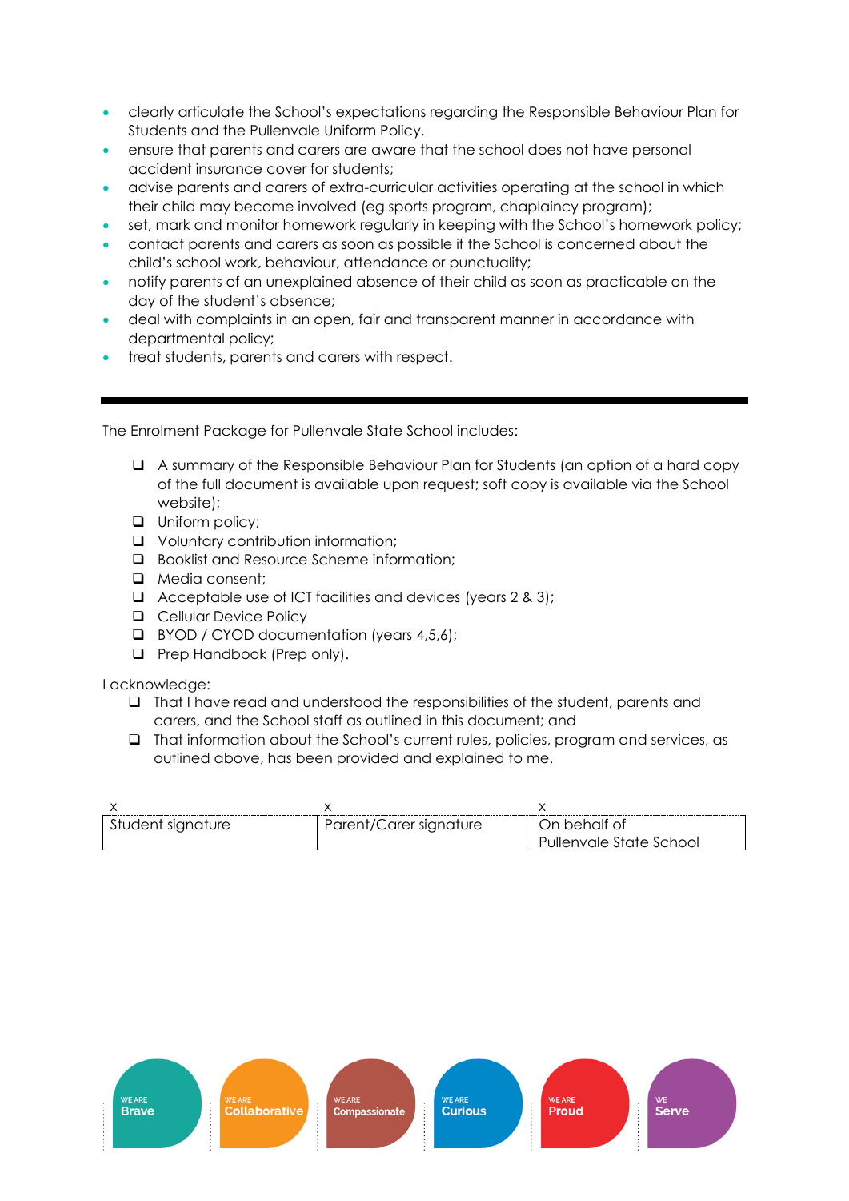- clearly articulate the School's expectations regarding the Responsible Behaviour Plan for Students and the Pullenvale Uniform Policy.
- ensure that parents and carers are aware that the school does not have personal accident insurance cover for students;
- advise parents and carers of extra-curricular activities operating at the school in which their child may become involved (eg sports program, chaplaincy program);
- set, mark and monitor homework regularly in keeping with the School's homework policy;
- contact parents and carers as soon as possible if the School is concerned about the child's school work, behaviour, attendance or punctuality;
- notify parents of an unexplained absence of their child as soon as practicable on the day of the student's absence;
- deal with complaints in an open, fair and transparent manner in accordance with departmental policy;
- treat students, parents and carers with respect.

---

The Enrolment Package for Pullenvale State School includes:

- ❑ A summary of the Responsible Behaviour Plan for Students (an option of a hard copy of the full document is available upon request; soft copy is available via the School website);
- ❑ Uniform policy;
- ❑ Voluntary contribution information;
- ❑ Booklist and Resource Scheme information;
- ❑ Media consent;
- ❑ Acceptable use of ICT facilities and devices (years 2 & 3);
- ❑ Cellular Device Policy
- ❑ BYOD / CYOD documentation (years 4,5,6);
- ❑ Prep Handbook (Prep only).

I acknowledge:

- ❑ That I have read and understood the responsibilities of the student, parents and carers, and the School staff as outlined in this document; and
- ❑ That information about the School's current rules, policies, program and services, as outlined above, has been provided and explained to me.

| x | x | x |
|---|---|---|
| Student signature | Parent/Carer signature | On behalf of Pullenvale State School |

WE ARE Brave | WE ARE Collaborative | WE ARE Compassionate | WE ARE Curious | WE ARE Proud | WE Serve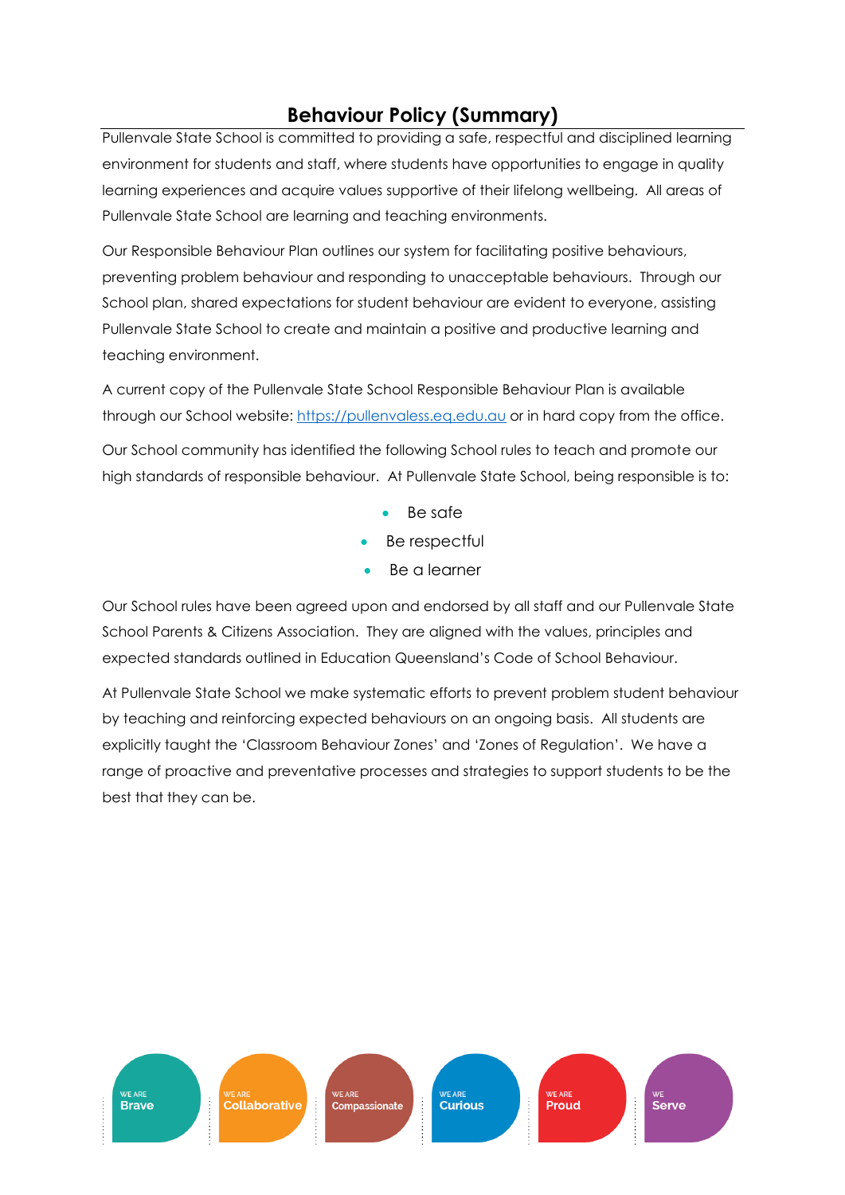# Behaviour Policy (Summary)

Pullenvale State School is committed to providing a safe, respectful and disciplined learning environment for students and staff, where students have opportunities to engage in quality learning experiences and acquire values supportive of their lifelong wellbeing. All areas of Pullenvale State School are learning and teaching environments.

Our Responsible Behaviour Plan outlines our system for facilitating positive behaviours, preventing problem behaviour and responding to unacceptable behaviours. Through our School plan, shared expectations for student behaviour are evident to everyone, assisting Pullenvale State School to create and maintain a positive and productive learning and teaching environment.

A current copy of the Pullenvale State School Responsible Behaviour Plan is available through our School website: [https://pullenvaless.eq.edu.au](https://pullenvaless.eq.edu.au) or in hard copy from the office.

Our School community has identified the following School rules to teach and promote our high standards of responsible behaviour. At Pullenvale State School, being responsible is to:

- Be safe
- Be respectful
- Be a learner

Our School rules have been agreed upon and endorsed by all staff and our Pullenvale State School Parents & Citizens Association. They are aligned with the values, principles and expected standards outlined in Education Queensland's Code of School Behaviour.

At Pullenvale State School we make systematic efforts to prevent problem student behaviour by teaching and reinforcing expected behaviours on an ongoing basis. All students are explicitly taught the 'Classroom Behaviour Zones' and 'Zones of Regulation'. We have a range of proactive and preventative processes and strategies to support students to be the best that they can be.

WE ARE Brave | WE ARE Collaborative | WE ARE Compassionate | WE ARE Curious | WE ARE Proud | WE Serve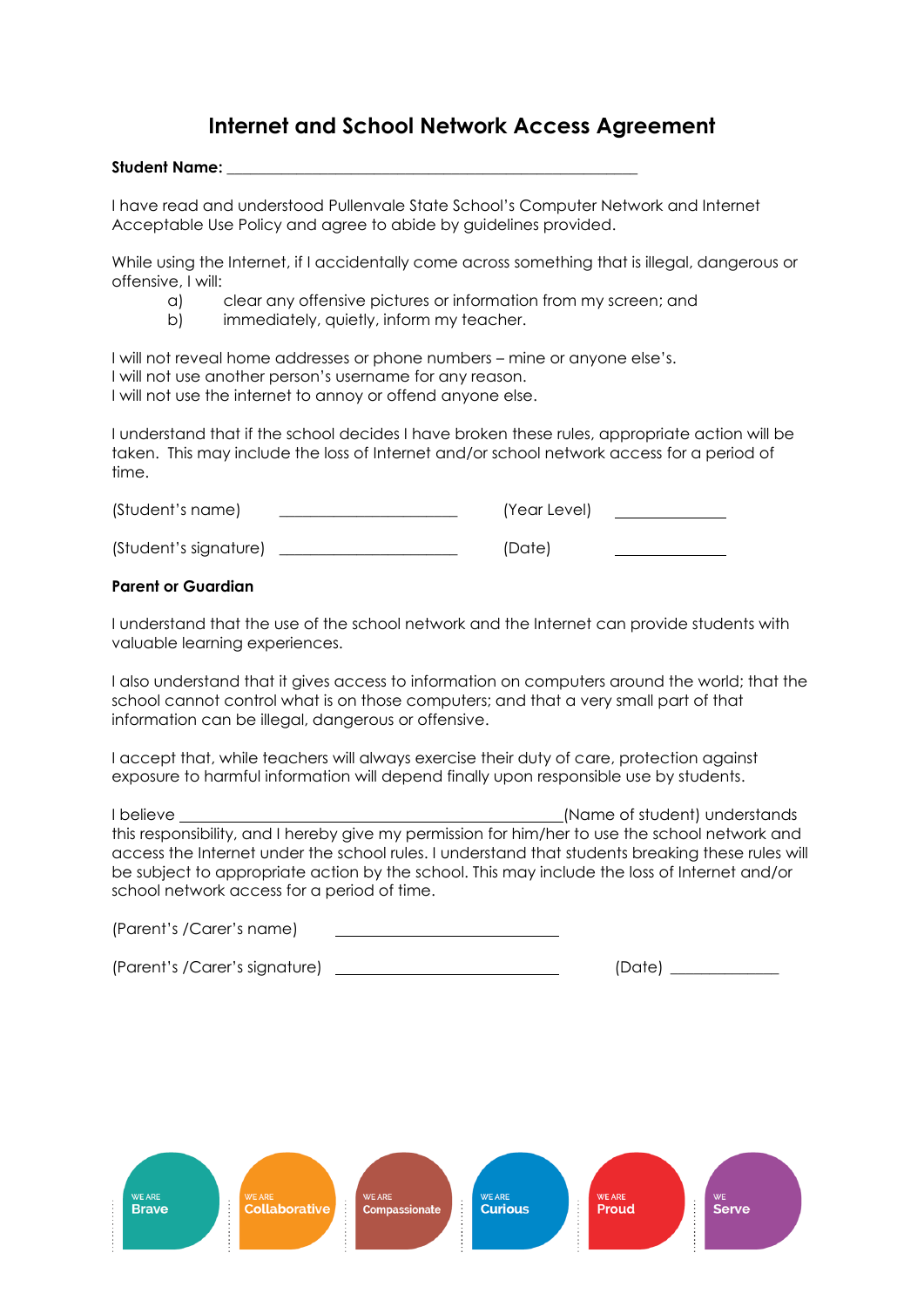# Internet and School Network Access Agreement

**Student Name:** ____________________________________________________

I have read and understood Pullenvale State School's Computer Network and Internet Acceptable Use Policy and agree to abide by guidelines provided.

While using the Internet, if I accidentally come across something that is illegal, dangerous or offensive, I will:

a) clear any offensive pictures or information from my screen; and
b) immediately, quietly, inform my teacher.

I will not reveal home addresses or phone numbers – mine or anyone else's.
I will not use another person's username for any reason.
I will not use the internet to annoy or offend anyone else.

I understand that if the school decides I have broken these rules, appropriate action will be taken. This may include the loss of Internet and/or school network access for a period of time.

(Student's name) ______________________ (Year Level) ______________

(Student's signature) ______________________ (Date) ______________

**Parent or Guardian**

I understand that the use of the school network and the Internet can provide students with valuable learning experiences.

I also understand that it gives access to information on computers around the world; that the school cannot control what is on those computers; and that a very small part of that information can be illegal, dangerous or offensive.

I accept that, while teachers will always exercise their duty of care, protection against exposure to harmful information will depend finally upon responsible use by students.

I believe ____________________________________________(Name of student) understands this responsibility, and I hereby give my permission for him/her to use the school network and access the Internet under the school rules. I understand that students breaking these rules will be subject to appropriate action by the school. This may include the loss of Internet and/or school network access for a period of time.

(Parent's /Carer's name) ____________________________

(Parent's /Carer's signature) ____________________________ (Date) ______________

WE ARE Brave | WE ARE Collaborative | WE ARE Compassionate | WE ARE Curious | WE ARE Proud | WE Serve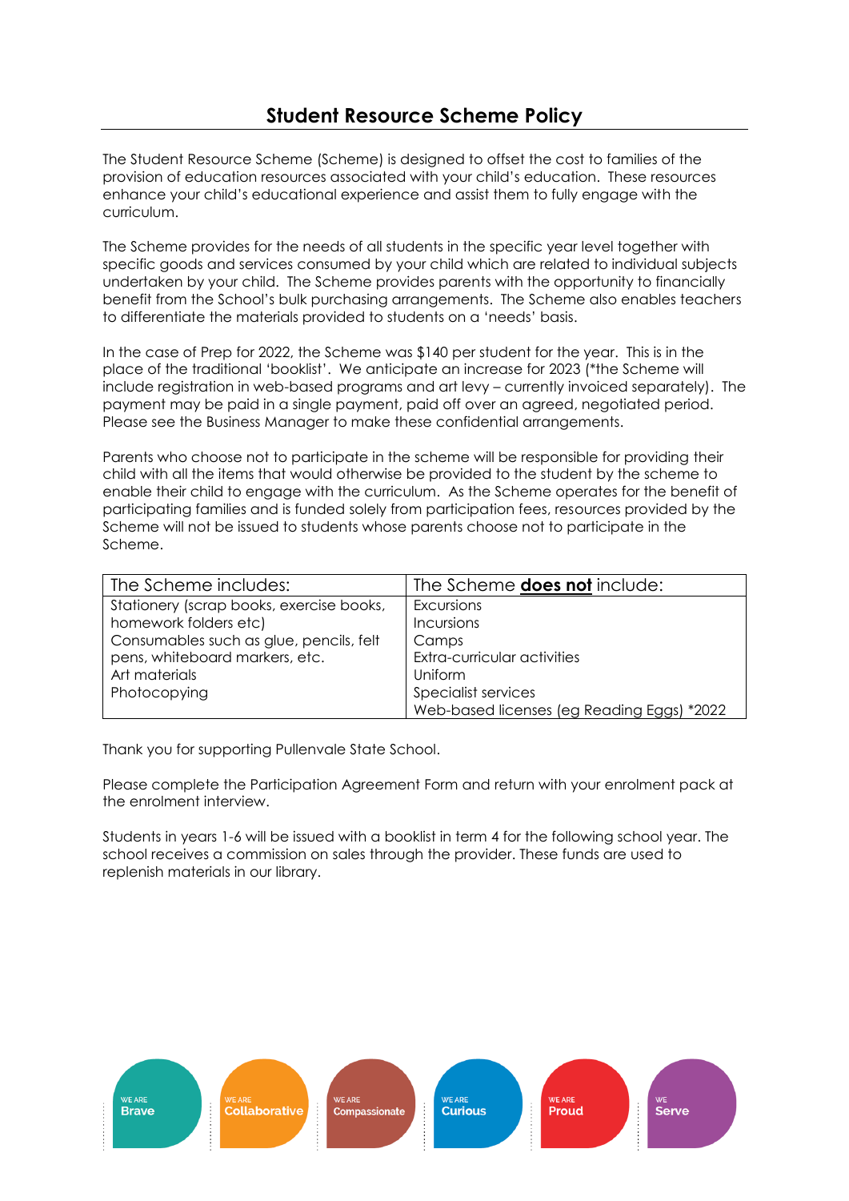# Student Resource Scheme Policy

The Student Resource Scheme (Scheme) is designed to offset the cost to families of the provision of education resources associated with your child's education. These resources enhance your child's educational experience and assist them to fully engage with the curriculum.

The Scheme provides for the needs of all students in the specific year level together with specific goods and services consumed by your child which are related to individual subjects undertaken by your child. The Scheme provides parents with the opportunity to financially benefit from the School's bulk purchasing arrangements. The Scheme also enables teachers to differentiate the materials provided to students on a 'needs' basis.

In the case of Prep for 2022, the Scheme was $140 per student for the year. This is in the place of the traditional 'booklist'. We anticipate an increase for 2023 (*the Scheme will include registration in web-based programs and art levy – currently invoiced separately). The payment may be paid in a single payment, paid off over an agreed, negotiated period. Please see the Business Manager to make these confidential arrangements.

Parents who choose not to participate in the scheme will be responsible for providing their child with all the items that would otherwise be provided to the student by the scheme to enable their child to engage with the curriculum. As the Scheme operates for the benefit of participating families and is funded solely from participation fees, resources provided by the Scheme will not be issued to students whose parents choose not to participate in the Scheme.

| The Scheme includes: | The Scheme **does not** include: |
|---|---|
| Stationery (scrap books, exercise books, homework folders etc)<br>Consumables such as glue, pencils, felt pens, whiteboard markers, etc.<br>Art materials<br>Photocopying | Excursions<br>Incursions<br>Camps<br>Extra-curricular activities<br>Uniform<br>Specialist services<br>Web-based licenses (eg Reading Eggs) *2022 |

Thank you for supporting Pullenvale State School.

Please complete the Participation Agreement Form and return with your enrolment pack at the enrolment interview.

Students in years 1-6 will be issued with a booklist in term 4 for the following school year. The school receives a commission on sales through the provider. These funds are used to replenish materials in our library.

WE ARE Brave | WE ARE Collaborative | WE ARE Compassionate | WE ARE Curious | WE ARE Proud | WE Serve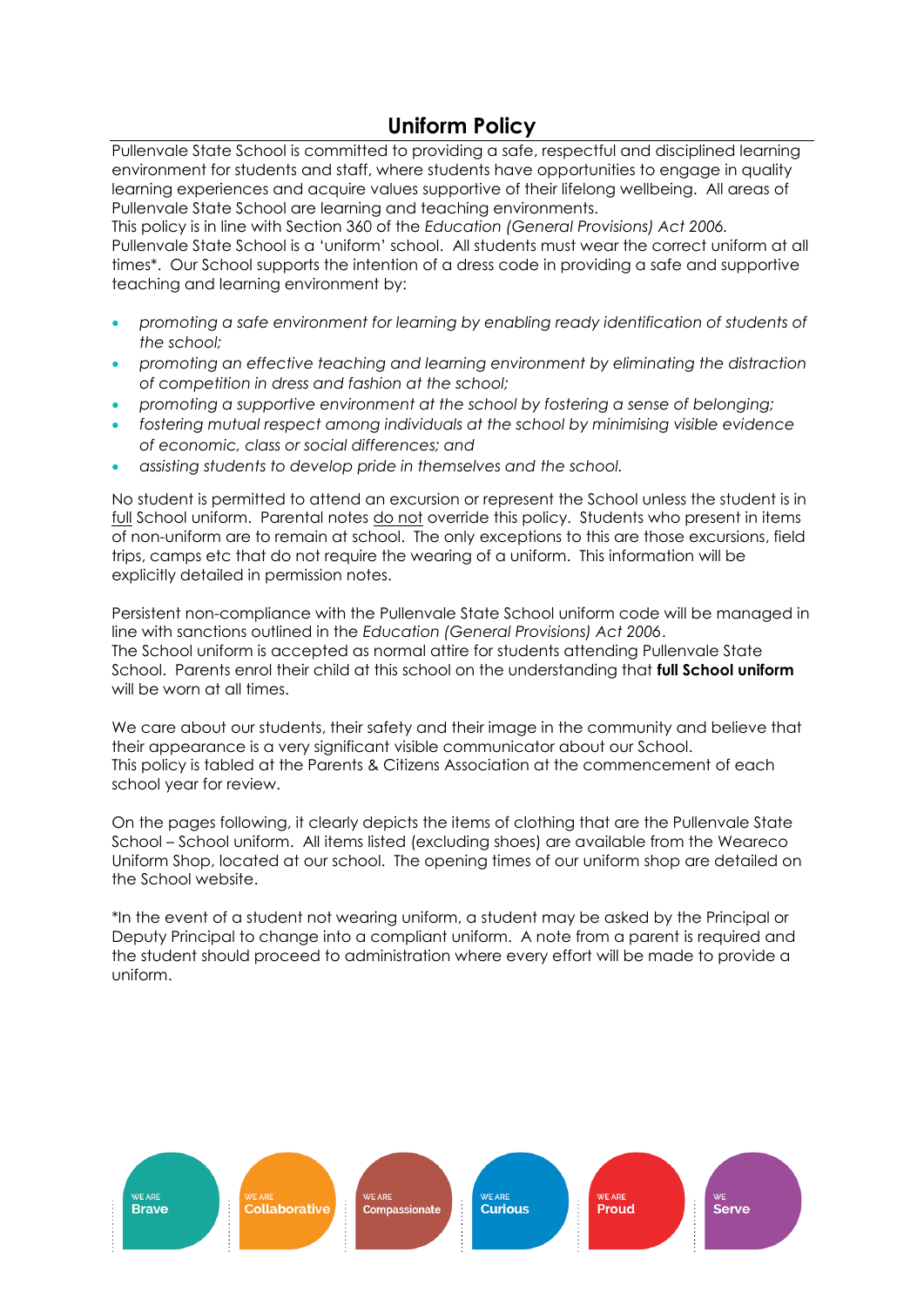# Uniform Policy

Pullenvale State School is committed to providing a safe, respectful and disciplined learning environment for students and staff, where students have opportunities to engage in quality learning experiences and acquire values supportive of their lifelong wellbeing. All areas of Pullenvale State School are learning and teaching environments.

This policy is in line with Section 360 of the *Education (General Provisions) Act 2006.*

Pullenvale State School is a 'uniform' school. All students must wear the correct uniform at all times*. Our School supports the intention of a dress code in providing a safe and supportive teaching and learning environment by:

- *promoting a safe environment for learning by enabling ready identification of students of the school;*
- *promoting an effective teaching and learning environment by eliminating the distraction of competition in dress and fashion at the school;*
- *promoting a supportive environment at the school by fostering a sense of belonging;*
- *fostering mutual respect among individuals at the school by minimising visible evidence of economic, class or social differences; and*
- *assisting students to develop pride in themselves and the school.*

No student is permitted to attend an excursion or represent the School unless the student is in <u>full</u> School uniform. Parental notes <u>do not</u> override this policy. Students who present in items of non-uniform are to remain at school. The only exceptions to this are those excursions, field trips, camps etc that do not require the wearing of a uniform. This information will be explicitly detailed in permission notes.

Persistent non-compliance with the Pullenvale State School uniform code will be managed in line with sanctions outlined in the *Education (General Provisions) Act 2006*.

The School uniform is accepted as normal attire for students attending Pullenvale State School. Parents enrol their child at this school on the understanding that **full School uniform** will be worn at all times.

We care about our students, their safety and their image in the community and believe that their appearance is a very significant visible communicator about our School.

This policy is tabled at the Parents & Citizens Association at the commencement of each school year for review.

On the pages following, it clearly depicts the items of clothing that are the Pullenvale State School – School uniform. All items listed (excluding shoes) are available from the Weareco Uniform Shop, located at our school. The opening times of our uniform shop are detailed on the School website.

*In the event of a student not wearing uniform, a student may be asked by the Principal or Deputy Principal to change into a compliant uniform. A note from a parent is required and the student should proceed to administration where every effort will be made to provide a uniform.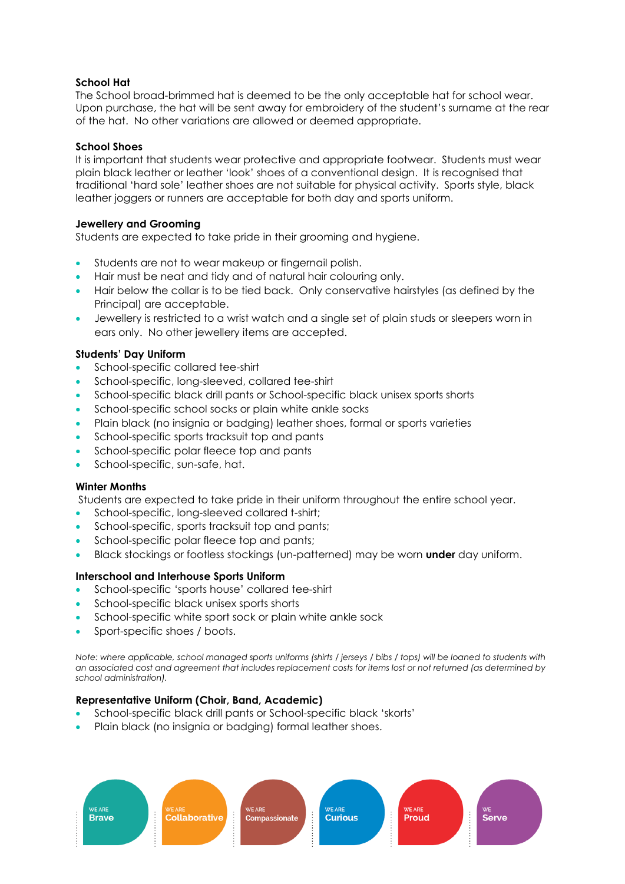### School Hat

The School broad-brimmed hat is deemed to be the only acceptable hat for school wear. Upon purchase, the hat will be sent away for embroidery of the student's surname at the rear of the hat. No other variations are allowed or deemed appropriate.

### School Shoes

It is important that students wear protective and appropriate footwear. Students must wear plain black leather or leather 'look' shoes of a conventional design. It is recognised that traditional 'hard sole' leather shoes are not suitable for physical activity. Sports style, black leather joggers or runners are acceptable for both day and sports uniform.

### Jewellery and Grooming

Students are expected to take pride in their grooming and hygiene.

- Students are not to wear makeup or fingernail polish.
- Hair must be neat and tidy and of natural hair colouring only.
- Hair below the collar is to be tied back. Only conservative hairstyles (as defined by the Principal) are acceptable.
- Jewellery is restricted to a wrist watch and a single set of plain studs or sleepers worn in ears only. No other jewellery items are accepted.

### Students' Day Uniform

- School-specific collared tee-shirt
- School-specific, long-sleeved, collared tee-shirt
- School-specific black drill pants or School-specific black unisex sports shorts
- School-specific school socks or plain white ankle socks
- Plain black (no insignia or badging) leather shoes, formal or sports varieties
- School-specific sports tracksuit top and pants
- School-specific polar fleece top and pants
- School-specific, sun-safe, hat.

### Winter Months

Students are expected to take pride in their uniform throughout the entire school year.

- School-specific, long-sleeved collared t-shirt;
- School-specific, sports tracksuit top and pants;
- School-specific polar fleece top and pants;
- Black stockings or footless stockings (un-patterned) may be worn **under** day uniform.

### Interschool and Interhouse Sports Uniform

- School-specific 'sports house' collared tee-shirt
- School-specific black unisex sports shorts
- School-specific white sport sock or plain white ankle sock
- Sport-specific shoes / boots.

*Note: where applicable, school managed sports uniforms (shirts / jerseys / bibs / tops) will be loaned to students with an associated cost and agreement that includes replacement costs for items lost or not returned (as determined by school administration).*

### Representative Uniform (Choir, Band, Academic)

- School-specific black drill pants or School-specific black 'skorts'
- Plain black (no insignia or badging) formal leather shoes.

WE ARE Brave | WE ARE Collaborative | WE ARE Compassionate | WE ARE Curious | WE ARE Proud | WE Serve